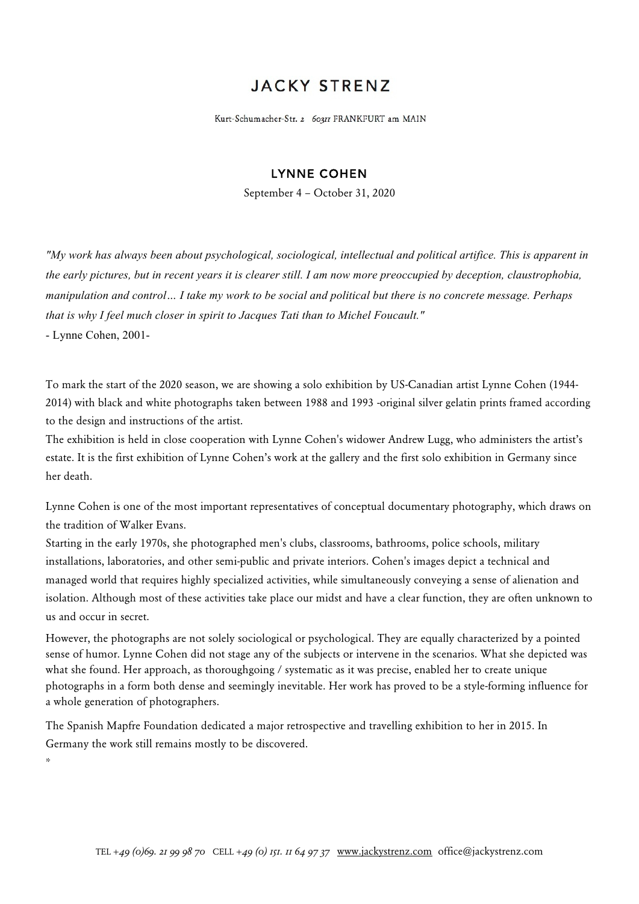# JACKY STRENZ

Kurt-Schumacher-Str. 2 60311 FRANKFURT am MAIN

## LYNNE COHEN

September 4 – October 31, 2020

*"My work has always been about psychological, sociological, intellectual and political artifice. This is apparent in the early pictures, but in recent years it is clearer still. I am now more preoccupied by deception, claustrophobia, manipulation and control… I take my work to be social and political but there is no concrete message. Perhaps that is why I feel much closer in spirit to Jacques Tati than to Michel Foucault."*
- Lynne Cohen, 2001-

To mark the start of the 2020 season, we are showing a solo exhibition by US-Canadian artist Lynne Cohen (1944-2014) with black and white photographs taken between 1988 and 1993 -original silver gelatin prints framed according to the design and instructions of the artist.
The exhibition is held in close cooperation with Lynne Cohen's widower Andrew Lugg, who administers the artist's estate. It is the first exhibition of Lynne Cohen's work at the gallery and the first solo exhibition in Germany since her death.

Lynne Cohen is one of the most important representatives of conceptual documentary photography, which draws on the tradition of Walker Evans.
Starting in the early 1970s, she photographed men's clubs, classrooms, bathrooms, police schools, military installations, laboratories, and other semi-public and private interiors. Cohen's images depict a technical and managed world that requires highly specialized activities, while simultaneously conveying a sense of alienation and isolation. Although most of these activities take place our midst and have a clear function, they are often unknown to us and occur in secret.

However, the photographs are not solely sociological or psychological. They are equally characterized by a pointed sense of humor. Lynne Cohen did not stage any of the subjects or intervene in the scenarios. What she depicted was what she found. Her approach, as thoroughgoing / systematic as it was precise, enabled her to create unique photographs in a form both dense and seemingly inevitable. Her work has proved to be a style-forming influence for a whole generation of photographers.

The Spanish Mapfre Foundation dedicated a major retrospective and travelling exhibition to her in 2015. In Germany the work still remains mostly to be discovered.
*

TEL +49 (0)69. 21 99 98 70 CELL +49 (0) 151. 11 64 97 37 www.jackystrenz.com office@jackystrenz.com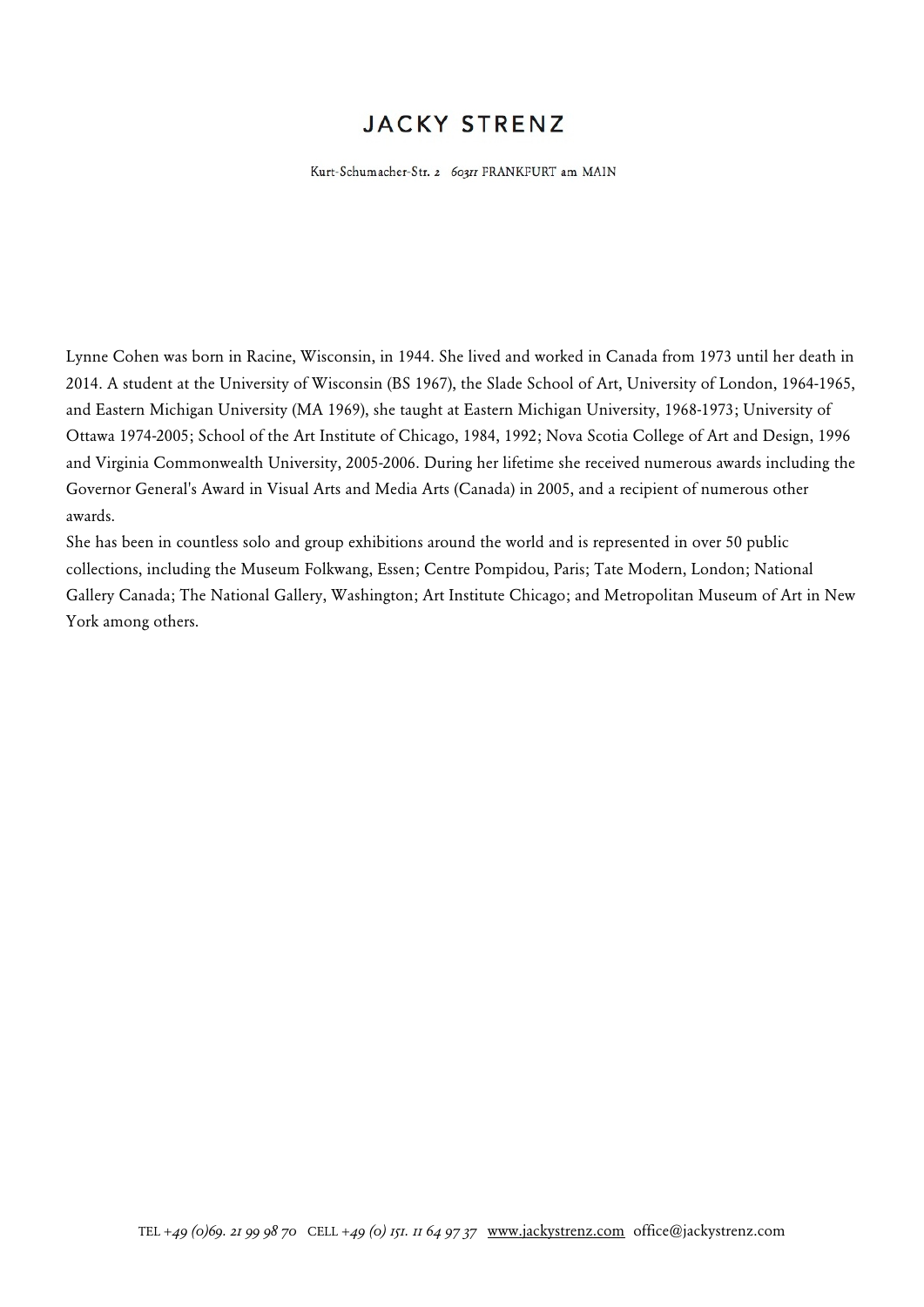Lynne Cohen was born in Racine, Wisconsin, in 1944. She lived and worked in Canada from 1973 until her death in 2014. A student at the University of Wisconsin (BS 1967), the Slade School of Art, University of London, 1964-1965, and Eastern Michigan University (MA 1969), she taught at Eastern Michigan University, 1968-1973; University of Ottawa 1974-2005; School of the Art Institute of Chicago, 1984, 1992; Nova Scotia College of Art and Design, 1996 and Virginia Commonwealth University, 2005-2006. During her lifetime she received numerous awards including the Governor General's Award in Visual Arts and Media Arts (Canada) in 2005, and a recipient of numerous other awards.

She has been in countless solo and group exhibitions around the world and is represented in over 50 public collections, including the Museum Folkwang, Essen; Centre Pompidou, Paris; Tate Modern, London; National Gallery Canada; The National Gallery, Washington; Art Institute Chicago; and Metropolitan Museum of Art in New York among others.